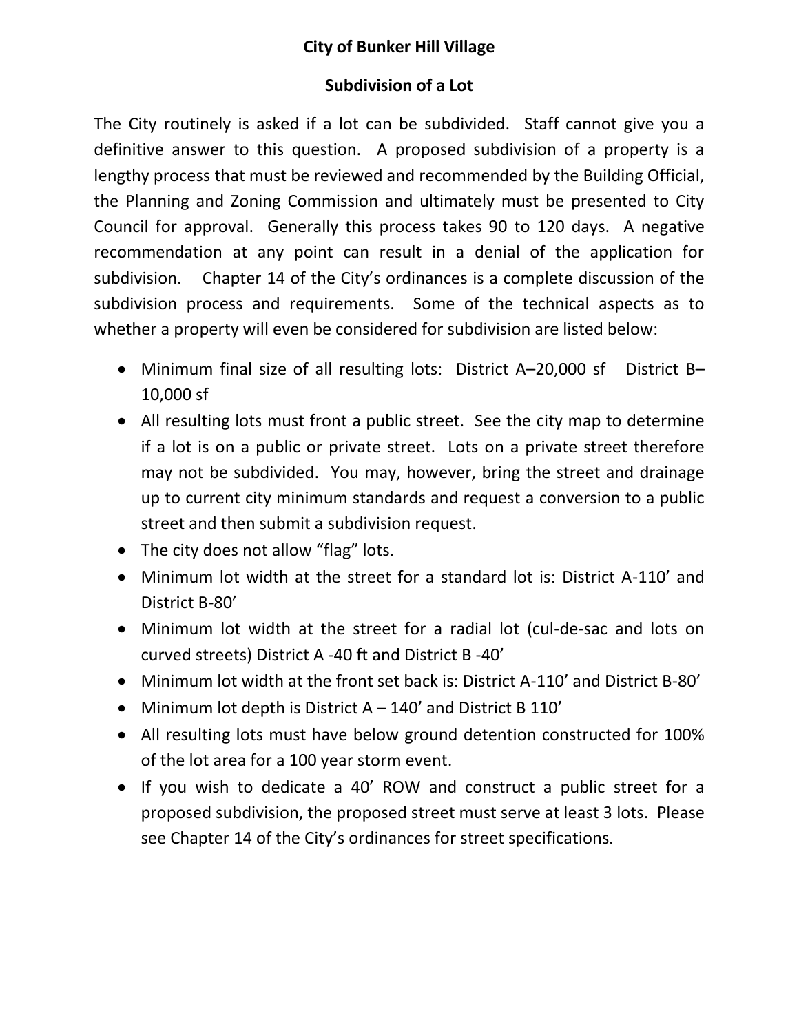# City of Bunker Hill Village

## Subdivision of a Lot

The City routinely is asked if a lot can be subdivided. Staff cannot give you a definitive answer to this question. A proposed subdivision of a property is a lengthy process that must be reviewed and recommended by the Building Official, the Planning and Zoning Commission and ultimately must be presented to City Council for approval. Generally this process takes 90 to 120 days. A negative recommendation at any point can result in a denial of the application for subdivision. Chapter 14 of the City's ordinances is a complete discussion of the subdivision process and requirements. Some of the technical aspects as to whether a property will even be considered for subdivision are listed below:

- Minimum final size of all resulting lots: District A–20,000 sf District B–10,000 sf
- All resulting lots must front a public street. See the city map to determine if a lot is on a public or private street. Lots on a private street therefore may not be subdivided. You may, however, bring the street and drainage up to current city minimum standards and request a conversion to a public street and then submit a subdivision request.
- The city does not allow "flag" lots.
- Minimum lot width at the street for a standard lot is: District A-110' and District B-80'
- Minimum lot width at the street for a radial lot (cul-de-sac and lots on curved streets) District A -40 ft and District B -40'
- Minimum lot width at the front set back is: District A-110' and District B-80'
- Minimum lot depth is District A – 140' and District B 110'
- All resulting lots must have below ground detention constructed for 100% of the lot area for a 100 year storm event.
- If you wish to dedicate a 40' ROW and construct a public street for a proposed subdivision, the proposed street must serve at least 3 lots. Please see Chapter 14 of the City's ordinances for street specifications.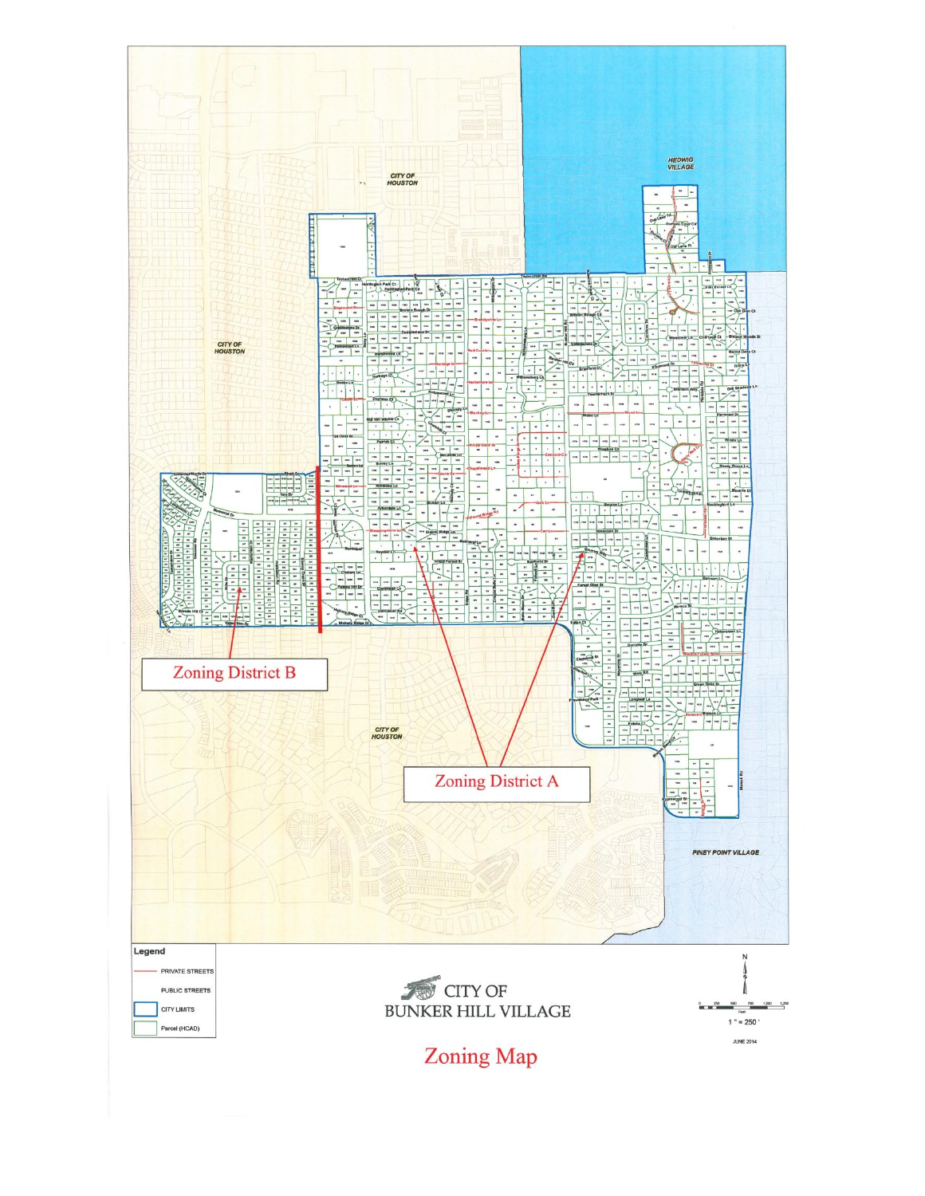CITY OF HOUSTON

HEDWIG VILLAGE

CITY OF HOUSTON

Zoning District B

CITY OF HOUSTON

Zoning District A

PINEY POINT VILLAGE

Legend

PRIVATE STREETS

PUBLIC STREETS

CITY LIMITS

Parcel (HCAD)

CITY OF BUNKER HILL VILLAGE

N

1 " = 250 '

JUNE 2014

Zoning Map